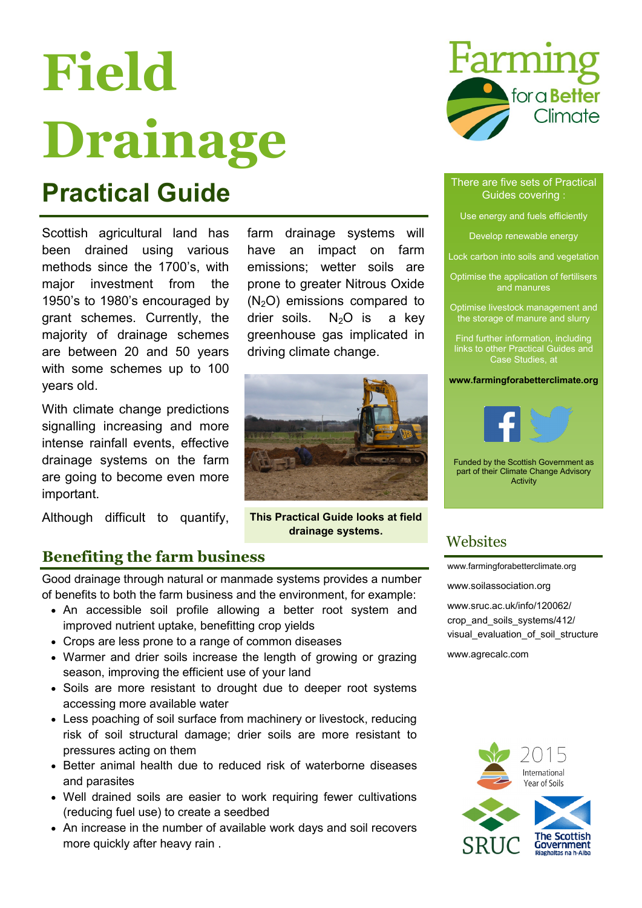# Field Drainage

## Practical Guide

Scottish agricultural land has been drained using various methods since the 1700's, with major investment from the 1950's to 1980's encouraged by grant schemes. Currently, the majority of drainage schemes are between 20 and 50 years with some schemes up to 100 years old.

With climate change predictions signalling increasing and more intense rainfall events, effective drainage systems on the farm are going to become even more important.

Although difficult to quantify, farm drainage systems will have an impact on farm emissions; wetter soils are prone to greater Nitrous Oxide ($N_2O$) emissions compared to drier soils. $N_2O$ is a key greenhouse gas implicated in driving climate change.

**This Practical Guide looks at field drainage systems.**

## Benefiting the farm business

Good drainage through natural or manmade systems provides a number of benefits to both the farm business and the environment, for example:

- An accessible soil profile allowing a better root system and improved nutrient uptake, benefitting crop yields
- Crops are less prone to a range of common diseases
- Warmer and drier soils increase the length of growing or grazing season, improving the efficient use of your land
- Soils are more resistant to drought due to deeper root systems accessing more available water
- Less poaching of soil surface from machinery or livestock, reducing risk of soil structural damage; drier soils are more resistant to pressures acting on them
- Better animal health due to reduced risk of waterborne diseases and parasites
- Well drained soils are easier to work requiring fewer cultivations (reducing fuel use) to create a seedbed
- An increase in the number of available work days and soil recovers more quickly after heavy rain .

Farming for a Better Climate

There are five sets of Practical Guides covering :

Use energy and fuels efficiently

Develop renewable energy

Lock carbon into soils and vegetation

Optimise the application of fertilisers and manures

Optimise livestock management and the storage of manure and slurry

Find further information, including links to other Practical Guides and Case Studies, at

**www.farmingforabetterclimate.org**

Funded by the Scottish Government as part of their Climate Change Advisory Activity

## Websites

www.farmingforabetterclimate.org

www.soilassociation.org

www.sruc.ac.uk/info/120062/crop_and_soils_systems/412/visual_evaluation_of_soil_structure

www.agrecalc.com

2015 International Year of Soils

SRUC

The Scottish Government Riaghaltas na h-Alba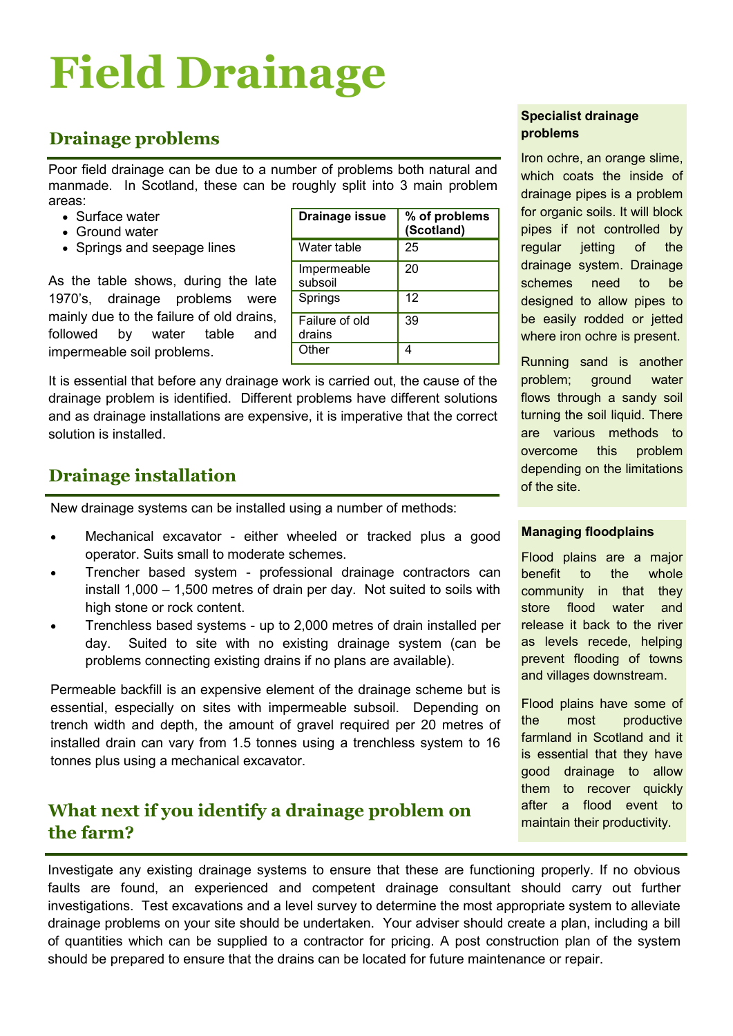# Field Drainage

## Drainage problems

Poor field drainage can be due to a number of problems both natural and manmade. In Scotland, these can be roughly split into 3 main problem areas:

- Surface water
- Ground water
- Springs and seepage lines

| Drainage issue | % of problems (Scotland) |
|---|---|
| Water table | 25 |
| Impermeable subsoil | 20 |
| Springs | 12 |
| Failure of old drains | 39 |
| Other | 4 |

As the table shows, during the late 1970's, drainage problems were mainly due to the failure of old drains, followed by water table and impermeable soil problems.

It is essential that before any drainage work is carried out, the cause of the drainage problem is identified. Different problems have different solutions and as drainage installations are expensive, it is imperative that the correct solution is installed.

## Drainage installation

New drainage systems can be installed using a number of methods:

- Mechanical excavator - either wheeled or tracked plus a good operator. Suits small to moderate schemes.
- Trencher based system - professional drainage contractors can install 1,000 – 1,500 metres of drain per day. Not suited to soils with high stone or rock content.
- Trenchless based systems - up to 2,000 metres of drain installed per day. Suited to site with no existing drainage system (can be problems connecting existing drains if no plans are available).

Permeable backfill is an expensive element of the drainage scheme but is essential, especially on sites with impermeable subsoil. Depending on trench width and depth, the amount of gravel required per 20 metres of installed drain can vary from 1.5 tonnes using a trenchless system to 16 tonnes plus using a mechanical excavator.

## What next if you identify a drainage problem on the farm?

Investigate any existing drainage systems to ensure that these are functioning properly. If no obvious faults are found, an experienced and competent drainage consultant should carry out further investigations. Test excavations and a level survey to determine the most appropriate system to alleviate drainage problems on your site should be undertaken. Your adviser should create a plan, including a bill of quantities which can be supplied to a contractor for pricing. A post construction plan of the system should be prepared to ensure that the drains can be located for future maintenance or repair.

### Specialist drainage problems

Iron ochre, an orange slime, which coats the inside of drainage pipes is a problem for organic soils. It will block pipes if not controlled by regular jetting of the drainage system. Drainage schemes need to be designed to allow pipes to be easily rodded or jetted where iron ochre is present.

Running sand is another problem; ground water flows through a sandy soil turning the soil liquid. There are various methods to overcome this problem depending on the limitations of the site.

### Managing floodplains

Flood plains are a major benefit to the whole community in that they store flood water and release it back to the river as levels recede, helping prevent flooding of towns and villages downstream.

Flood plains have some of the most productive farmland in Scotland and it is essential that they have good drainage to allow them to recover quickly after a flood event to maintain their productivity.